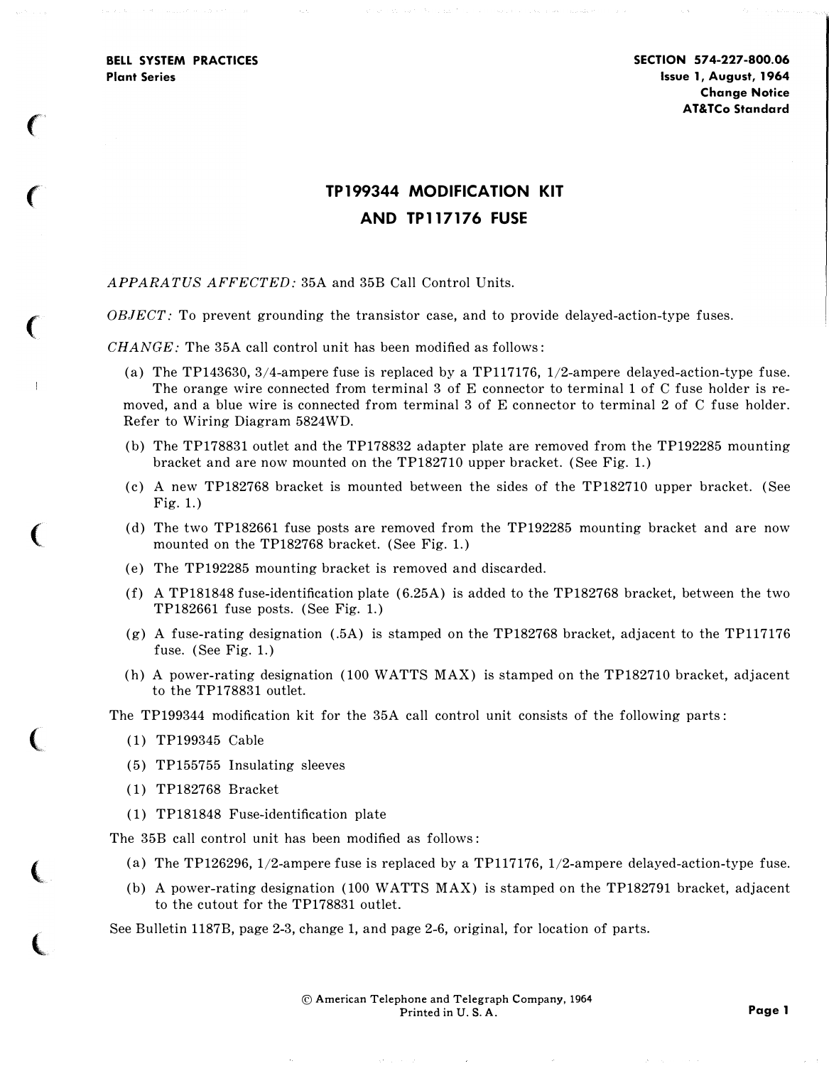BELL SYSTEM PRACTICES
Plant Series

SECTION 574-227-800.06
Issue 1, August, 1964
Change Notice
AT&TCo Standard

# TP199344 MODIFICATION KIT AND TP117176 FUSE

*APPARATUS AFFECTED:* 35A and 35B Call Control Units.

*OBJECT:* To prevent grounding the transistor case, and to provide delayed-action-type fuses.

*CHANGE:* The 35A call control unit has been modified as follows:

(a) The TP143630, 3/4-ampere fuse is replaced by a TP117176, 1/2-ampere delayed-action-type fuse. The orange wire connected from terminal 3 of E connector to terminal 1 of C fuse holder is removed, and a blue wire is connected from terminal 3 of E connector to terminal 2 of C fuse holder. Refer to Wiring Diagram 5824WD.

(b) The TP178831 outlet and the TP178832 adapter plate are removed from the TP192285 mounting bracket and are now mounted on the TP182710 upper bracket. (See Fig. 1.)

(c) A new TP182768 bracket is mounted between the sides of the TP182710 upper bracket. (See Fig. 1.)

(d) The two TP182661 fuse posts are removed from the TP192285 mounting bracket and are now mounted on the TP182768 bracket. (See Fig. 1.)

(e) The TP192285 mounting bracket is removed and discarded.

(f) A TP181848 fuse-identification plate (6.25A) is added to the TP182768 bracket, between the two TP182661 fuse posts. (See Fig. 1.)

(g) A fuse-rating designation (.5A) is stamped on the TP182768 bracket, adjacent to the TP117176 fuse. (See Fig. 1.)

(h) A power-rating designation (100 WATTS MAX) is stamped on the TP182710 bracket, adjacent to the TP178831 outlet.

The TP199344 modification kit for the 35A call control unit consists of the following parts:

(1) TP199345 Cable

(5) TP155755 Insulating sleeves

(1) TP182768 Bracket

(1) TP181848 Fuse-identification plate

The 35B call control unit has been modified as follows:

(a) The TP126296, 1/2-ampere fuse is replaced by a TP117176, 1/2-ampere delayed-action-type fuse.

(b) A power-rating designation (100 WATTS MAX) is stamped on the TP182791 bracket, adjacent to the cutout for the TP178831 outlet.

See Bulletin 1187B, page 2-3, change 1, and page 2-6, original, for location of parts.

© American Telephone and Telegraph Company, 1964
Printed in U. S. A.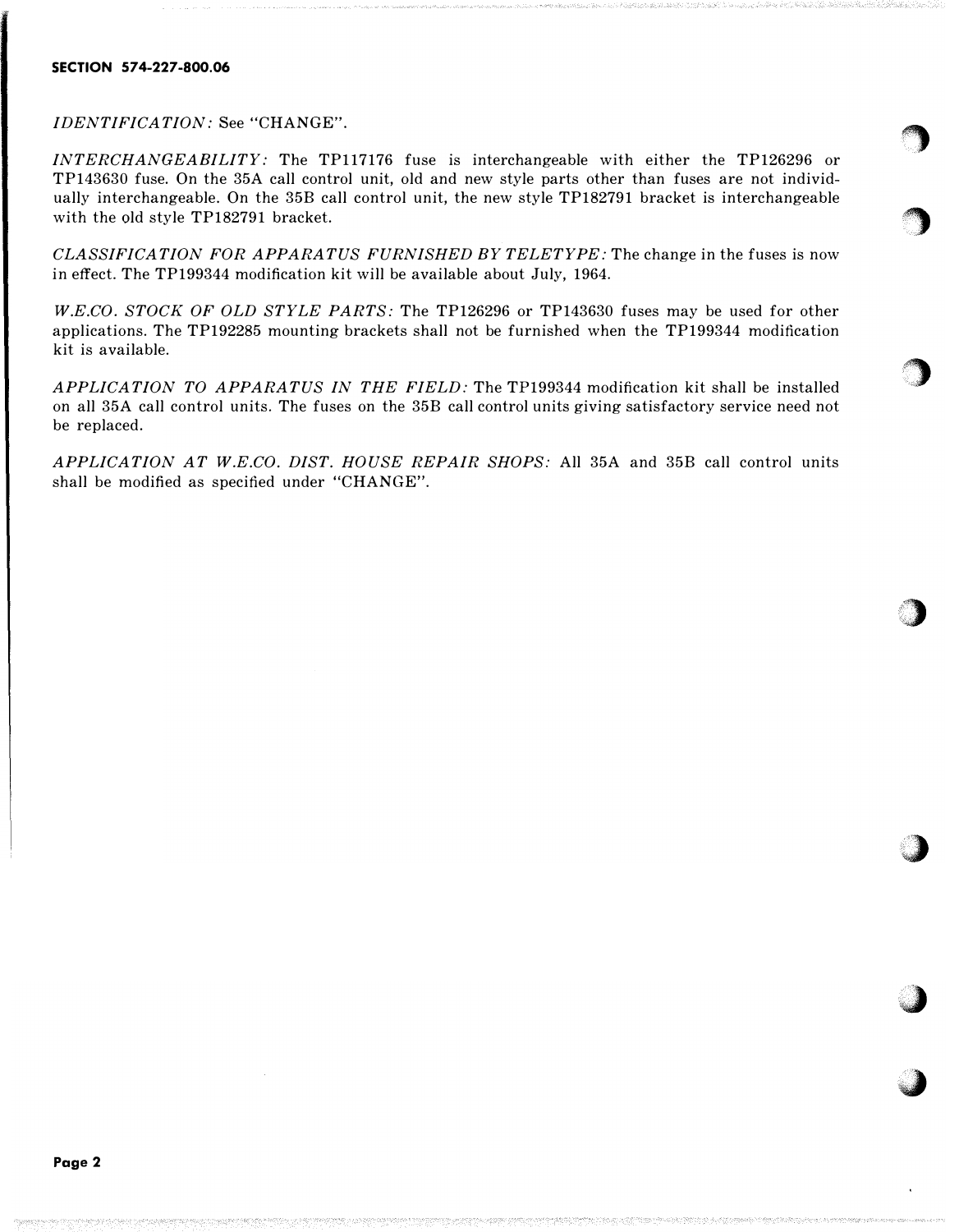*IDENTIFICATION:* See "CHANGE".

*INTERCHANGEABILITY:* The TP117176 fuse is interchangeable with either the TP126296 or TP143630 fuse. On the 35A call control unit, old and new style parts other than fuses are not individually interchangeable. On the 35B call control unit, the new style TP182791 bracket is interchangeable with the old style TP182791 bracket.

*CLASSIFICATION FOR APPARATUS FURNISHED BY TELETYPE:* The change in the fuses is now in effect. The TP199344 modification kit will be available about July, 1964.

*W.E.CO. STOCK OF OLD STYLE PARTS:* The TP126296 or TP143630 fuses may be used for other applications. The TP192285 mounting brackets shall not be furnished when the TP199344 modification kit is available.

*APPLICATION TO APPARATUS IN THE FIELD:* The TP199344 modification kit shall be installed on all 35A call control units. The fuses on the 35B call control units giving satisfactory service need not be replaced.

*APPLICATION AT W.E.CO. DIST. HOUSE REPAIR SHOPS:* All 35A and 35B call control units shall be modified as specified under "CHANGE".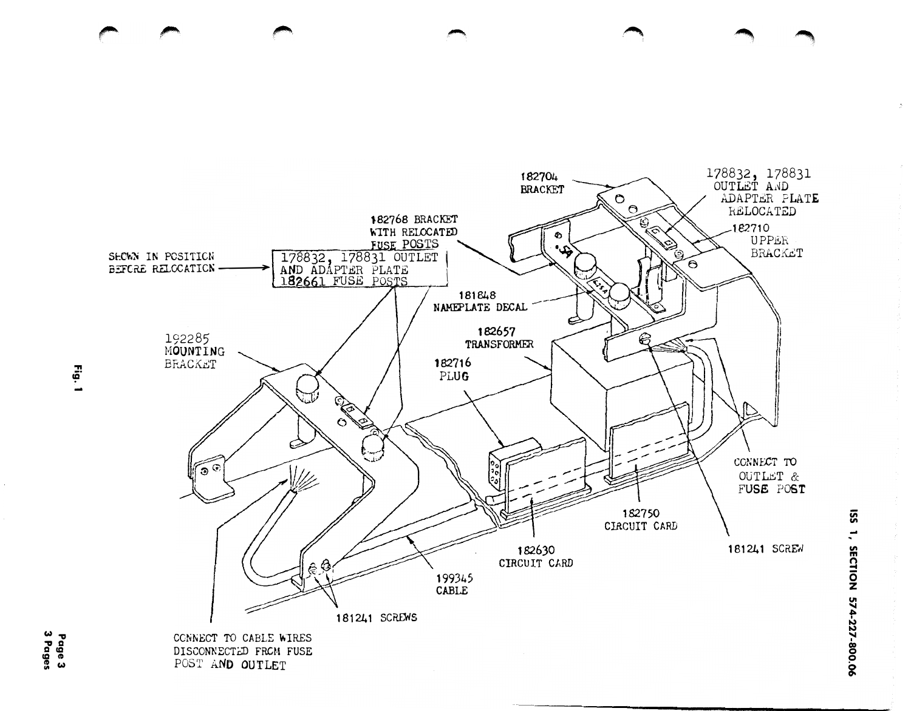182704
BRACKET

178832, 178831
OUTLET AND
ADAPTER PLATE
RELOCATED

182768 BRACKET
WITH RELOCATED
FUSE POSTS

182710
UPPER
BRACKET

SHOWN IN POSITION
BEFORE RELOCATION → 178832, 178831 OUTLET AND ADAPTER PLATE 182661 FUSE POSTS

181848
NAMEPLATE DECAL

182657
TRANSFORMER

192285
MOUNTING
BRACKET

182716
PLUG

CONNECT TO
OUTLET &
FUSE POST

182750
CIRCUIT CARD

182630
CIRCUIT CARD

181241 SCREW

199345
CABLE

181241 SCREWS

CONNECT TO CABLE WIRES
DISCONNECTED FROM FUSE
POST AND OUTLET

Fig. 1